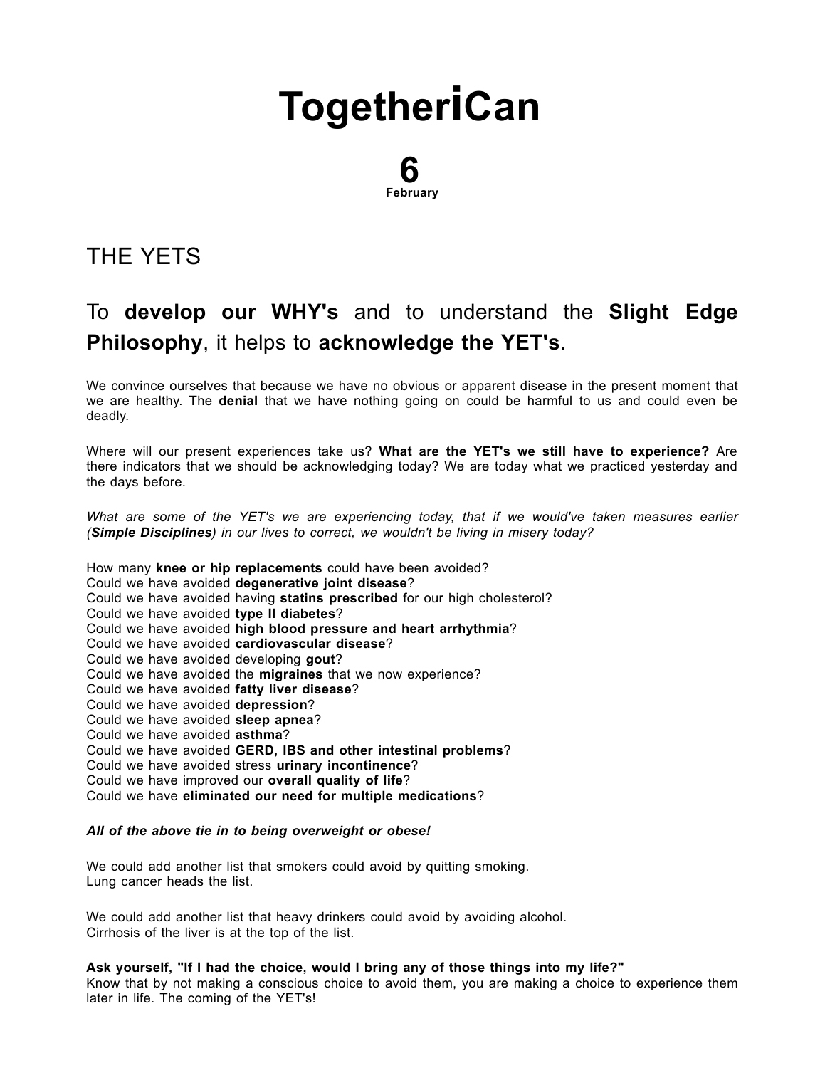# TogetheriCan

**6**
**February**

## THE YETS

## To **develop our WHY's** and to understand the **Slight Edge Philosophy**, it helps to **acknowledge the YET's**.

We convince ourselves that because we have no obvious or apparent disease in the present moment that we are healthy. The **denial** that we have nothing going on could be harmful to us and could even be deadly.

Where will our present experiences take us? **What are the YET's we still have to experience?** Are there indicators that we should be acknowledging today? We are today what we practiced yesterday and the days before.

*What are some of the YET's we are experiencing today, that if we would've taken measures earlier (**Simple Disciplines**) in our lives to correct, we wouldn't be living in misery today?*

How many **knee or hip replacements** could have been avoided?
Could we have avoided **degenerative joint disease**?
Could we have avoided having **statins prescribed** for our high cholesterol?
Could we have avoided **type II diabetes**?
Could we have avoided **high blood pressure and heart arrhythmia**?
Could we have avoided **cardiovascular disease**?
Could we have avoided developing **gout**?
Could we have avoided the **migraines** that we now experience?
Could we have avoided **fatty liver disease**?
Could we have avoided **depression**?
Could we have avoided **sleep apnea**?
Could we have avoided **asthma**?
Could we have avoided **GERD, IBS and other intestinal problems**?
Could we have avoided stress **urinary incontinence**?
Could we have improved our **overall quality of life**?
Could we have **eliminated our need for multiple medications**?

***All of the above tie in to being overweight or obese!***

We could add another list that smokers could avoid by quitting smoking.
Lung cancer heads the list.

We could add another list that heavy drinkers could avoid by avoiding alcohol.
Cirrhosis of the liver is at the top of the list.

**Ask yourself, "If I had the choice, would I bring any of those things into my life?"**
Know that by not making a conscious choice to avoid them, you are making a choice to experience them later in life. The coming of the YET's!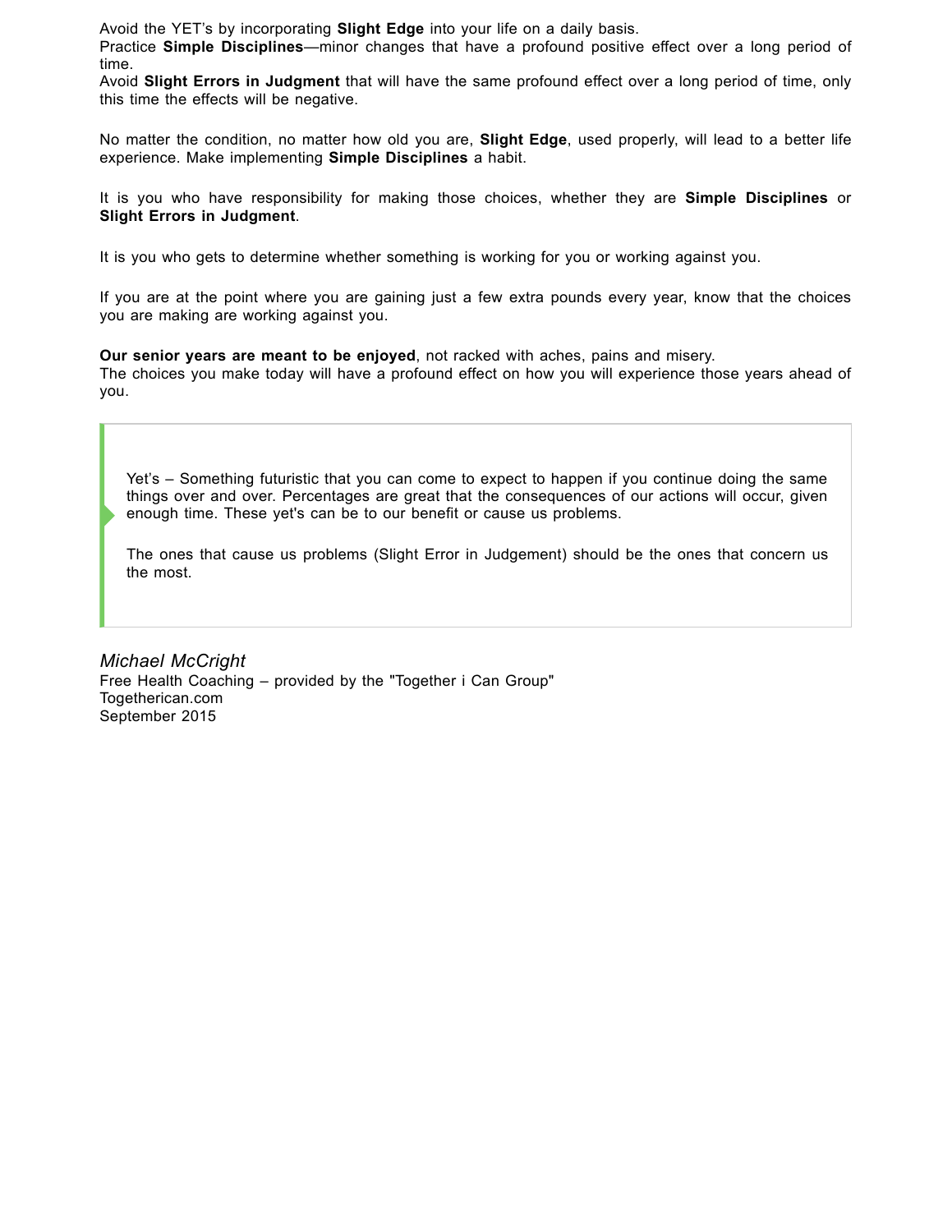Avoid the YET's by incorporating **Slight Edge** into your life on a daily basis.
Practice **Simple Disciplines**—minor changes that have a profound positive effect over a long period of time.
Avoid **Slight Errors in Judgment** that will have the same profound effect over a long period of time, only this time the effects will be negative.

No matter the condition, no matter how old you are, **Slight Edge**, used properly, will lead to a better life experience. Make implementing **Simple Disciplines** a habit.

It is you who have responsibility for making those choices, whether they are **Simple Disciplines** or **Slight Errors in Judgment**.

It is you who gets to determine whether something is working for you or working against you.

If you are at the point where you are gaining just a few extra pounds every year, know that the choices you are making are working against you.

**Our senior years are meant to be enjoyed**, not racked with aches, pains and misery.
The choices you make today will have a profound effect on how you will experience those years ahead of you.

> Yet's – Something futuristic that you can come to expect to happen if you continue doing the same things over and over. Percentages are great that the consequences of our actions will occur, given enough time. These yet's can be to our benefit or cause us problems.
>
> The ones that cause us problems (Slight Error in Judgement) should be the ones that concern us the most.

*Michael McCright*
Free Health Coaching – provided by the "Together i Can Group"
Togetherican.com
September 2015